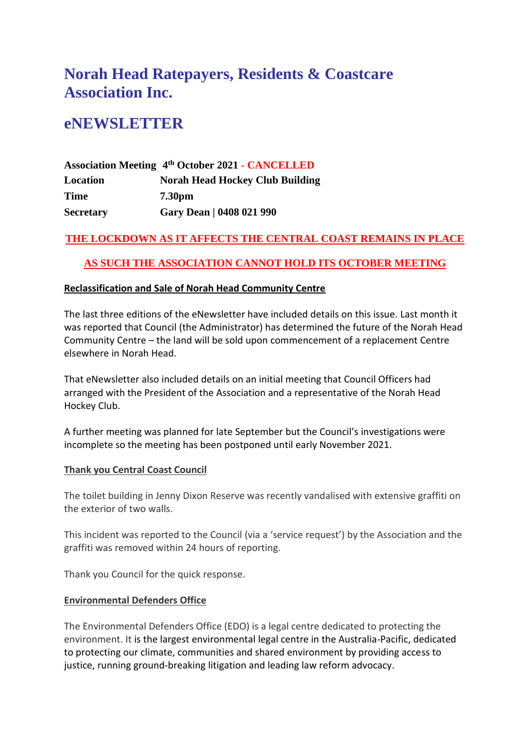# Norah Head Ratepayers, Residents & Coastcare Association Inc.

# eNEWSLETTER

| | |
|---|---|
| **Association Meeting** | **4th October 2021 - CANCELLED** |
| **Location** | **Norah Head Hockey Club Building** |
| **Time** | **7.30pm** |
| **Secretary** | **Gary Dean \| 0408 021 990** |

**THE LOCKDOWN AS IT AFFECTS THE CENTRAL COAST REMAINS IN PLACE**

**AS SUCH THE ASSOCIATION CANNOT HOLD ITS OCTOBER MEETING**

**Reclassification and Sale of Norah Head Community Centre**

The last three editions of the eNewsletter have included details on this issue. Last month it was reported that Council (the Administrator) has determined the future of the Norah Head Community Centre – the land will be sold upon commencement of a replacement Centre elsewhere in Norah Head.

That eNewsletter also included details on an initial meeting that Council Officers had arranged with the President of the Association and a representative of the Norah Head Hockey Club.

A further meeting was planned for late September but the Council's investigations were incomplete so the meeting has been postponed until early November 2021.

**Thank you Central Coast Council**

The toilet building in Jenny Dixon Reserve was recently vandalised with extensive graffiti on the exterior of two walls.

This incident was reported to the Council (via a 'service request') by the Association and the graffiti was removed within 24 hours of reporting.

Thank you Council for the quick response.

**Environmental Defenders Office**

The Environmental Defenders Office (EDO) is a legal centre dedicated to protecting the environment. It is the largest environmental legal centre in the Australia-Pacific, dedicated to protecting our climate, communities and shared environment by providing access to justice, running ground-breaking litigation and leading law reform advocacy.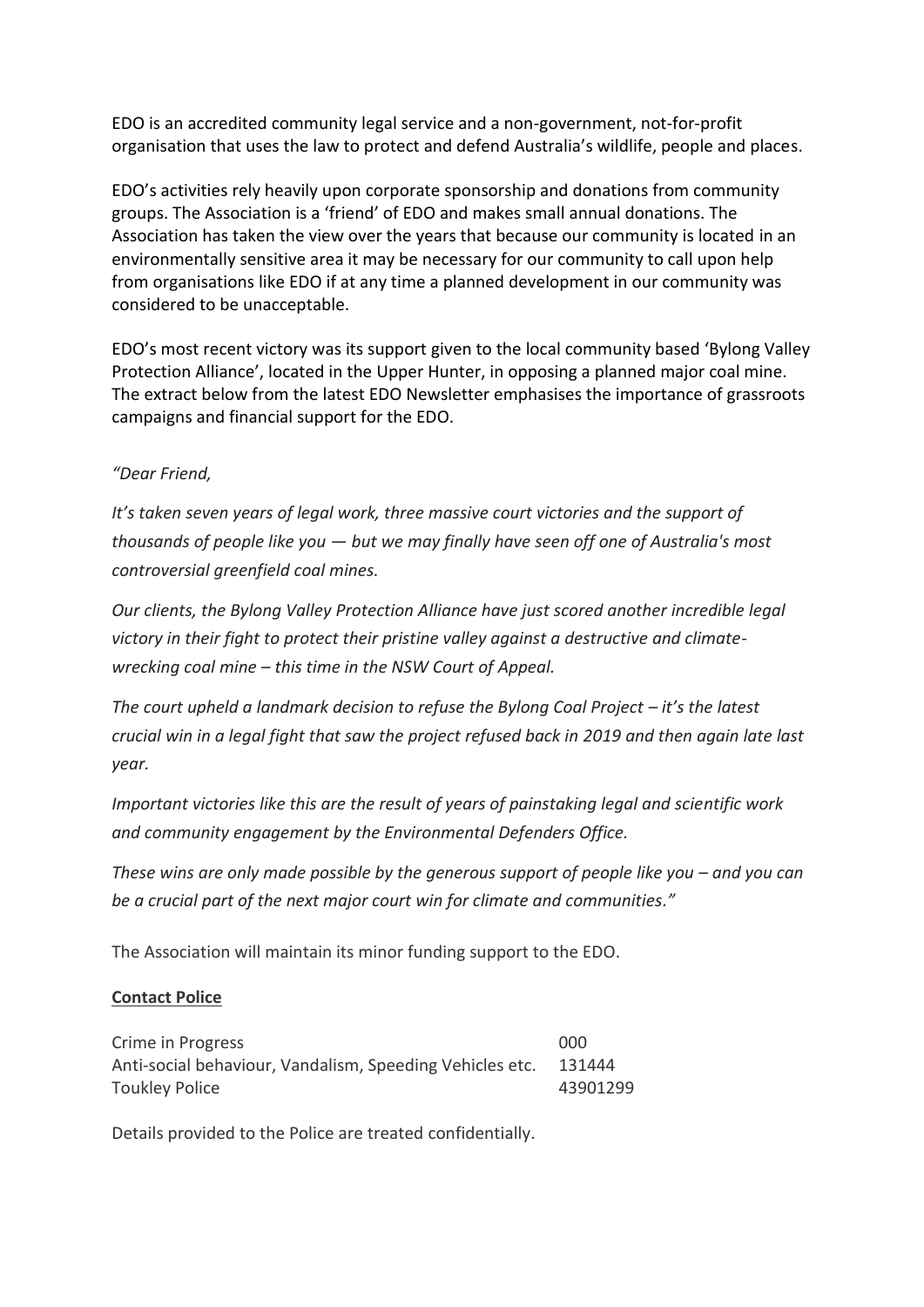EDO is an accredited community legal service and a non-government, not-for-profit organisation that uses the law to protect and defend Australia's wildlife, people and places.

EDO's activities rely heavily upon corporate sponsorship and donations from community groups. The Association is a 'friend' of EDO and makes small annual donations. The Association has taken the view over the years that because our community is located in an environmentally sensitive area it may be necessary for our community to call upon help from organisations like EDO if at any time a planned development in our community was considered to be unacceptable.

EDO's most recent victory was its support given to the local community based 'Bylong Valley Protection Alliance', located in the Upper Hunter, in opposing a planned major coal mine. The extract below from the latest EDO Newsletter emphasises the importance of grassroots campaigns and financial support for the EDO.

*"Dear Friend,*

*It's taken seven years of legal work, three massive court victories and the support of thousands of people like you — but we may finally have seen off one of Australia's most controversial greenfield coal mines.*

*Our clients, the Bylong Valley Protection Alliance have just scored another incredible legal victory in their fight to protect their pristine valley against a destructive and climate-wrecking coal mine – this time in the NSW Court of Appeal.*

*The court upheld a landmark decision to refuse the Bylong Coal Project – it's the latest crucial win in a legal fight that saw the project refused back in 2019 and then again late last year.*

*Important victories like this are the result of years of painstaking legal and scientific work and community engagement by the Environmental Defenders Office.*

*These wins are only made possible by the generous support of people like you – and you can be a crucial part of the next major court win for climate and communities."*

The Association will maintain its minor funding support to the EDO.

**Contact Police**

| | |
|---|---|
| Crime in Progress | 000 |
| Anti-social behaviour, Vandalism, Speeding Vehicles etc. | 131444 |
| Toukley Police | 43901299 |

Details provided to the Police are treated confidentially.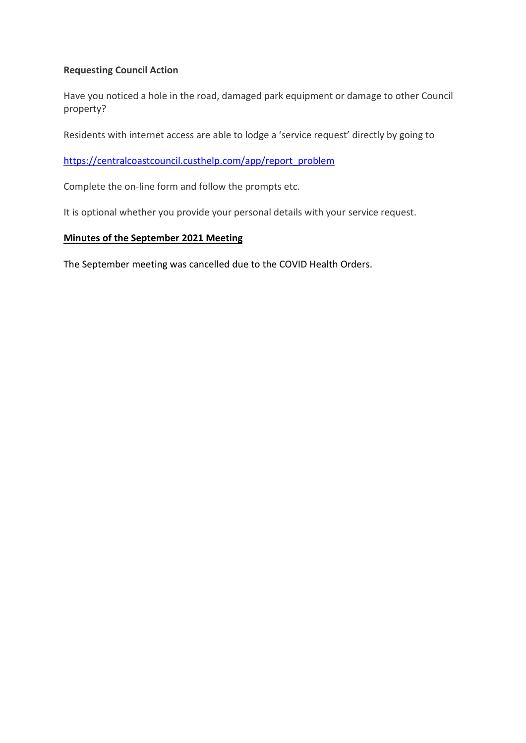## Requesting Council Action

Have you noticed a hole in the road, damaged park equipment or damage to other Council property?

Residents with internet access are able to lodge a 'service request' directly by going to

https://centralcoastcouncil.custhelp.com/app/report_problem

Complete the on-line form and follow the prompts etc.

It is optional whether you provide your personal details with your service request.

## Minutes of the September 2021 Meeting

The September meeting was cancelled due to the COVID Health Orders.